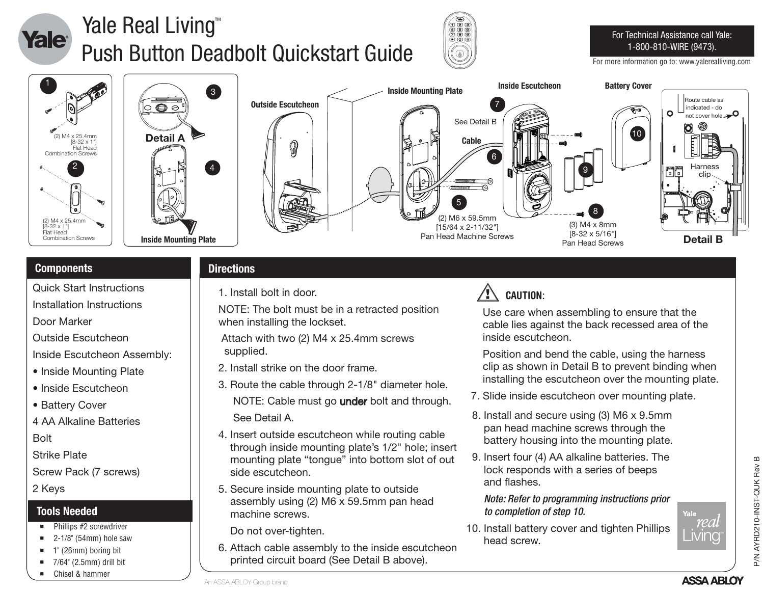# Yale Real Living™ Push Button Deadbolt Quickstart Guide

For Technical Assistance call Yale: 1-800-810-WIRE (9473).

For more information go to: www.yalerealliving.com

1

(2) M4 x 25.4mm [8-32 x 1"] Flat Head Combination Screws

2

(2) M4 x 25.4mm [8-32 x 1"] Flat Head Combination Screws

3

Detail A

4

Inside Mounting Plate

Outside Escutcheon

Inside Mounting Plate

Inside Escutcheon

Battery Cover

7

See Detail B

Cable

6

5

(2) M6 x 59.5mm [15/64 x 2-11/32"] Pan Head Machine Screws

9

10

8

(3) M4 x 8mm [8-32 x 5/16"] Pan Head Screws

Route cable as indicated - do not cover hole

Harness clip

Detail B

## Components

- Quick Start Instructions
- Installation Instructions
- Door Marker
- Outside Escutcheon
- Inside Escutcheon Assembly:
  - Inside Mounting Plate
  - Inside Escutcheon
  - Battery Cover
- 4 AA Alkaline Batteries
- Bolt
- Strike Plate
- Screw Pack (7 screws)
- 2 Keys

## Tools Needed

- Phillips #2 screwdriver
- 2-1/8" (54mm) hole saw
- 1" (26mm) boring bit
- 7/64" (2.5mm) drill bit
- Chisel & hammer

## Directions

1. Install bolt in door.

   NOTE: The bolt must be in a retracted position when installing the lockset.

   Attach with two (2) M4 x 25.4mm screws supplied.

2. Install strike on the door frame.
3. Route the cable through 2-1/8" diameter hole.

   NOTE: Cable must go **under** bolt and through.

   See Detail A.

4. Insert outside escutcheon while routing cable through inside mounting plate's 1/2" hole; insert mounting plate "tongue" into bottom slot of out side escutcheon.
5. Secure inside mounting plate to outside assembly using (2) M6 x 59.5mm pan head machine screws.

   Do not over-tighten.

6. Attach cable assembly to the inside escutcheon printed circuit board (See Detail B above).

**CAUTION:**

Use care when assembling to ensure that the cable lies against the back recessed area of the inside escutcheon.

Position and bend the cable, using the harness clip as shown in Detail B to prevent binding when installing the escutcheon over the mounting plate.

7. Slide inside escutcheon over mounting plate.
8. Install and secure using (3) M6 x 9.5mm pan head machine screws through the battery housing into the mounting plate.
9. Insert four (4) AA alkaline batteries. The lock responds with a series of beeps and flashes.

   ***Note: Refer to programming instructions prior to completion of step 10.***

10. Install battery cover and tighten Phillips head screw.

P/N AYRD210-INST-QUK Rev B

An ASSA ABLOY Group brand

ASSA ABLOY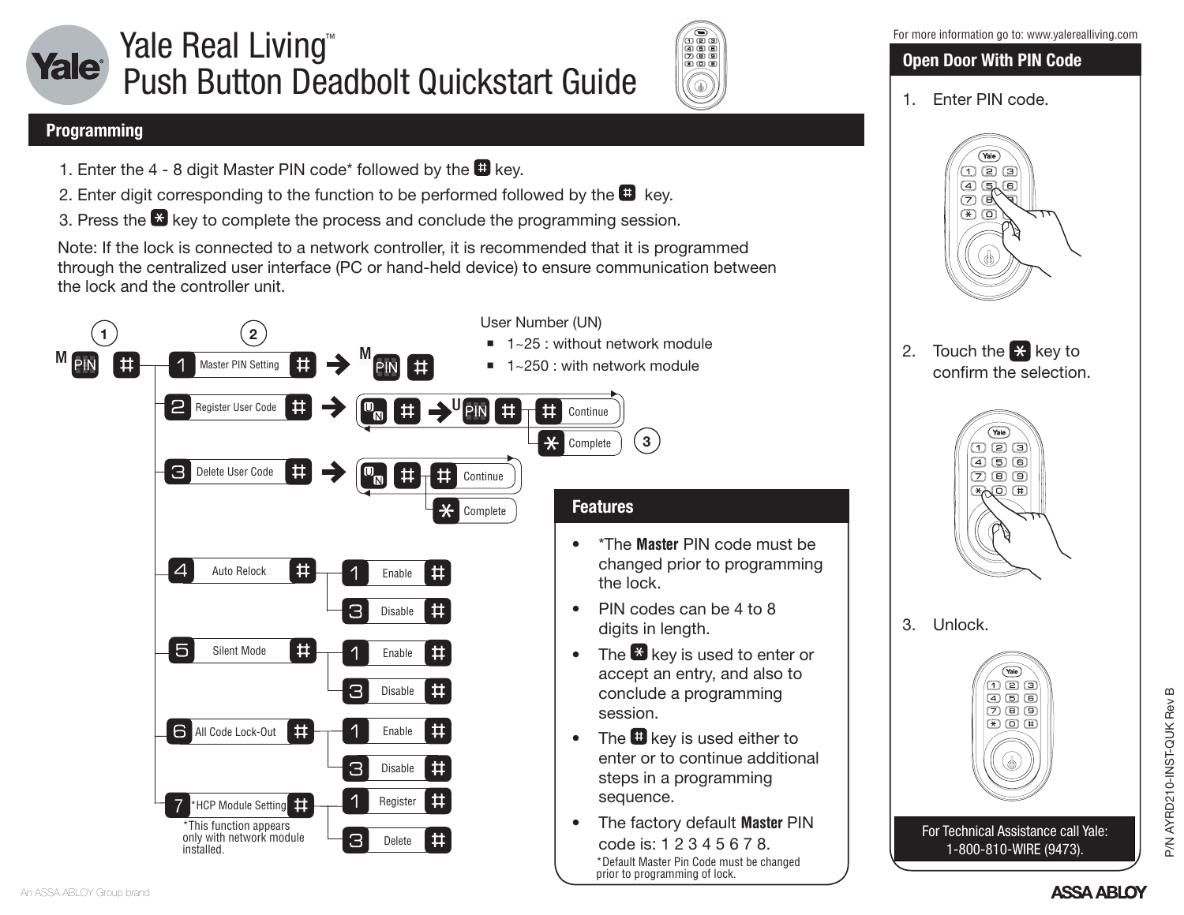# Yale Real Living™ Push Button Deadbolt Quickstart Guide

For more information go to: www.yalerealliving.com

## Programming

1. Enter the 4 - 8 digit Master PIN code* followed by the # key.
2. Enter digit corresponding to the function to be performed followed by the # key.
3. Press the * key to complete the process and conclude the programming session.

Note: If the lock is connected to a network controller, it is recommended that it is programmed through the centralized user interface (PC or hand-held device) to ensure communication between the lock and the controller unit.

User Number (UN)

- 1~25 : without network module
- 1~250 : with network module

1 2 3

M PIN #

1 Master PIN Setting # → M PIN #

2 Register User Code # → UN # → U PIN # — # Continue / * Complete

3 Delete User Code # → UN # — # Continue / * Complete

4 Auto Relock # — 1 Enable # / 3 Disable #

5 Silent Mode # — 1 Enable # / 3 Disable #

6 All Code Lock-Out # — 1 Enable # / 3 Disable #

7 *HCP Module Setting # — 1 Register # / 3 Delete #

*This function appears only with network module installed.

## Features

- *The **Master** PIN code must be changed prior to programming the lock.
- PIN codes can be 4 to 8 digits in length.
- The * key is used to enter or accept an entry, and also to conclude a programming session.
- The # key is used either to enter or to continue additional steps in a programming sequence.
- The factory default **Master** PIN code is: 1 2 3 4 5 6 7 8.

*Default Master Pin Code must be changed prior to programming of lock.

## Open Door With PIN Code

1. Enter PIN code.
2. Touch the * key to confirm the selection.
3. Unlock.

For Technical Assistance call Yale: 1-800-810-WIRE (9473).

P/N AYRD210-INST-QUK Rev B

An ASSA ABLOY Group brand

ASSA ABLOY